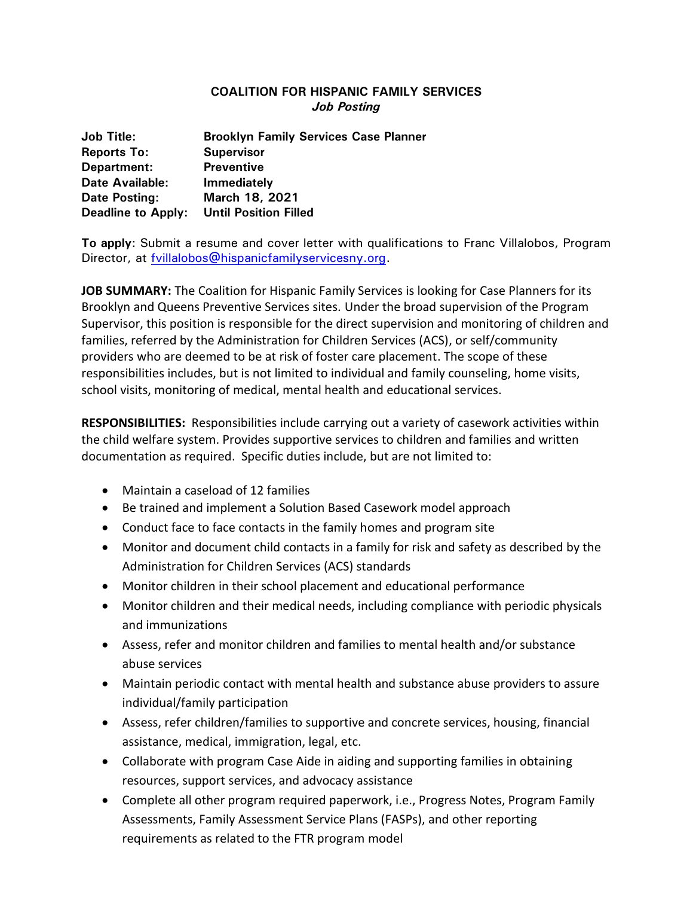## COALITION FOR HISPANIC FAMILY SERVICES
***Job Posting***

| | |
|---|---|
| **Job Title:** | **Brooklyn Family Services Case Planner** |
| **Reports To:** | **Supervisor** |
| **Department:** | **Preventive** |
| **Date Available:** | **Immediately** |
| **Date Posting:** | **March 18, 2021** |
| **Deadline to Apply:** | **Until Position Filled** |

**To apply**: Submit a resume and cover letter with qualifications to Franc Villalobos, Program Director, at fvillalobos@hispanicfamilyservicesny.org.

**JOB SUMMARY:** The Coalition for Hispanic Family Services is looking for Case Planners for its Brooklyn and Queens Preventive Services sites. Under the broad supervision of the Program Supervisor, this position is responsible for the direct supervision and monitoring of children and families, referred by the Administration for Children Services (ACS), or self/community providers who are deemed to be at risk of foster care placement. The scope of these responsibilities includes, but is not limited to individual and family counseling, home visits, school visits, monitoring of medical, mental health and educational services.

**RESPONSIBILITIES:** Responsibilities include carrying out a variety of casework activities within the child welfare system. Provides supportive services to children and families and written documentation as required. Specific duties include, but are not limited to:

- Maintain a caseload of 12 families
- Be trained and implement a Solution Based Casework model approach
- Conduct face to face contacts in the family homes and program site
- Monitor and document child contacts in a family for risk and safety as described by the Administration for Children Services (ACS) standards
- Monitor children in their school placement and educational performance
- Monitor children and their medical needs, including compliance with periodic physicals and immunizations
- Assess, refer and monitor children and families to mental health and/or substance abuse services
- Maintain periodic contact with mental health and substance abuse providers to assure individual/family participation
- Assess, refer children/families to supportive and concrete services, housing, financial assistance, medical, immigration, legal, etc.
- Collaborate with program Case Aide in aiding and supporting families in obtaining resources, support services, and advocacy assistance
- Complete all other program required paperwork, i.e., Progress Notes, Program Family Assessments, Family Assessment Service Plans (FASPs), and other reporting requirements as related to the FTR program model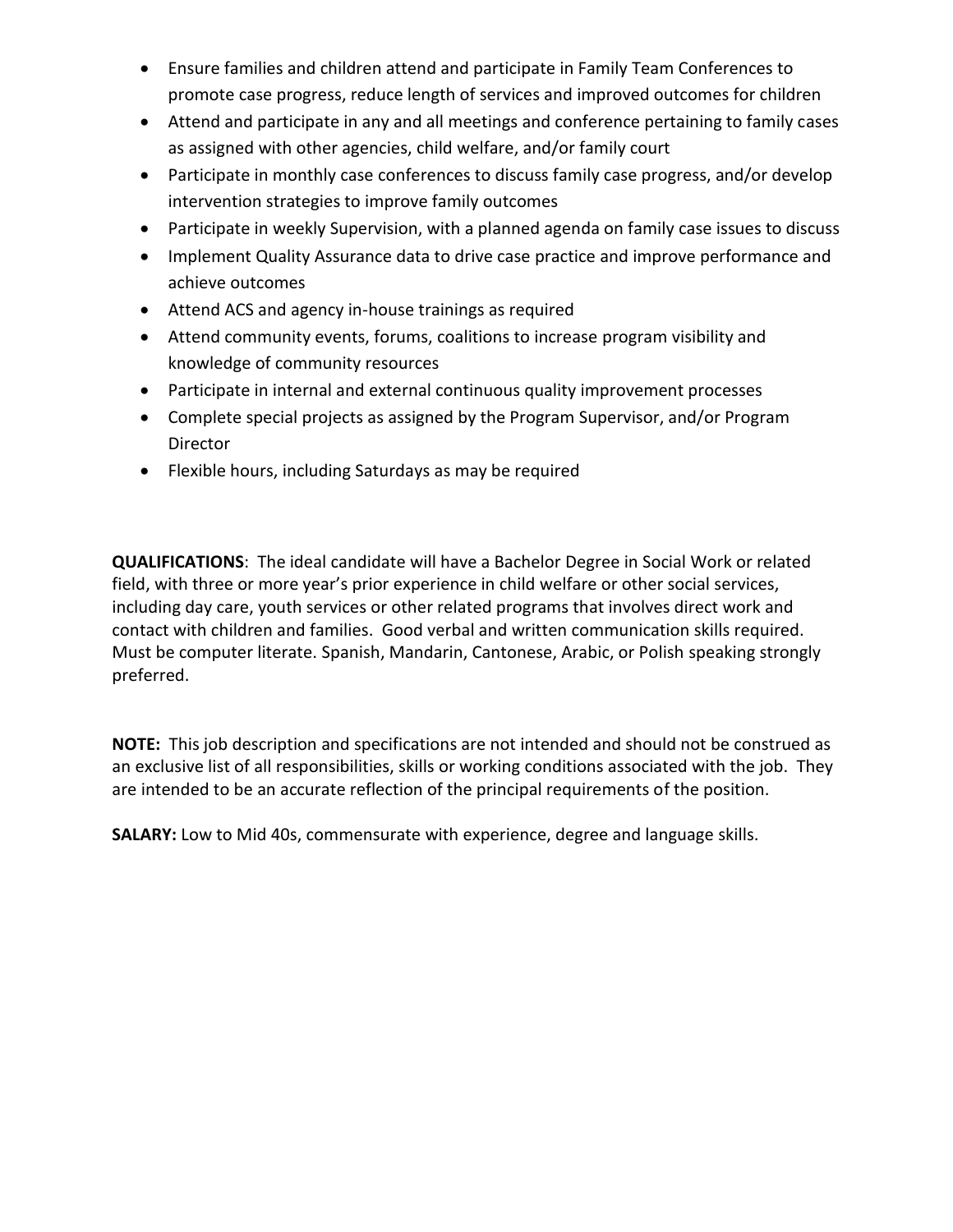- Ensure families and children attend and participate in Family Team Conferences to promote case progress, reduce length of services and improved outcomes for children
- Attend and participate in any and all meetings and conference pertaining to family cases as assigned with other agencies, child welfare, and/or family court
- Participate in monthly case conferences to discuss family case progress, and/or develop intervention strategies to improve family outcomes
- Participate in weekly Supervision, with a planned agenda on family case issues to discuss
- Implement Quality Assurance data to drive case practice and improve performance and achieve outcomes
- Attend ACS and agency in-house trainings as required
- Attend community events, forums, coalitions to increase program visibility and knowledge of community resources
- Participate in internal and external continuous quality improvement processes
- Complete special projects as assigned by the Program Supervisor, and/or Program Director
- Flexible hours, including Saturdays as may be required

**QUALIFICATIONS**: The ideal candidate will have a Bachelor Degree in Social Work or related field, with three or more year's prior experience in child welfare or other social services, including day care, youth services or other related programs that involves direct work and contact with children and families. Good verbal and written communication skills required. Must be computer literate. Spanish, Mandarin, Cantonese, Arabic, or Polish speaking strongly preferred.

**NOTE:** This job description and specifications are not intended and should not be construed as an exclusive list of all responsibilities, skills or working conditions associated with the job. They are intended to be an accurate reflection of the principal requirements of the position.

**SALARY:** Low to Mid 40s, commensurate with experience, degree and language skills.